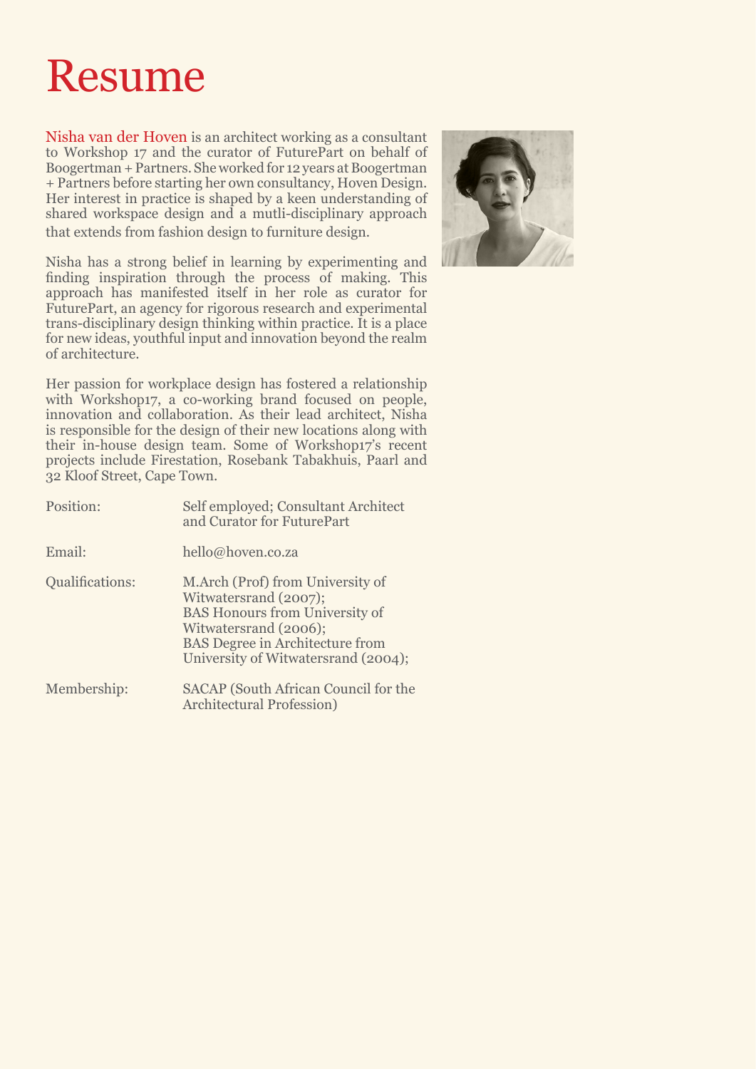# Resume

Nisha van der Hoven is an architect working as a consultant to Workshop 17 and the curator of FuturePart on behalf of Boogertman + Partners. She worked for 12 years at Boogertman + Partners before starting her own consultancy, Hoven Design. Her interest in practice is shaped by a keen understanding of shared workspace design and a mutli-disciplinary approach that extends from fashion design to furniture design.

Nisha has a strong belief in learning by experimenting and finding inspiration through the process of making. This approach has manifested itself in her role as curator for FuturePart, an agency for rigorous research and experimental trans-disciplinary design thinking within practice. It is a place for new ideas, youthful input and innovation beyond the realm of architecture.

Her passion for workplace design has fostered a relationship with Workshop17, a co-working brand focused on people, innovation and collaboration. As their lead architect, Nisha is responsible for the design of their new locations along with their in-house design team. Some of Workshop17's recent projects include Firestation, Rosebank Tabakhuis, Paarl and 32 Kloof Street, Cape Town.

| | |
|---|---|
| Position: | Self employed; Consultant Architect and Curator for FuturePart |
| Email: | hello@hoven.co.za |
| Qualifications: | M.Arch (Prof) from University of Witwatersrand (2007); BAS Honours from University of Witwatersrand (2006); BAS Degree in Architecture from University of Witwatersrand (2004); |
| Membership: | SACAP (South African Council for the Architectural Profession) |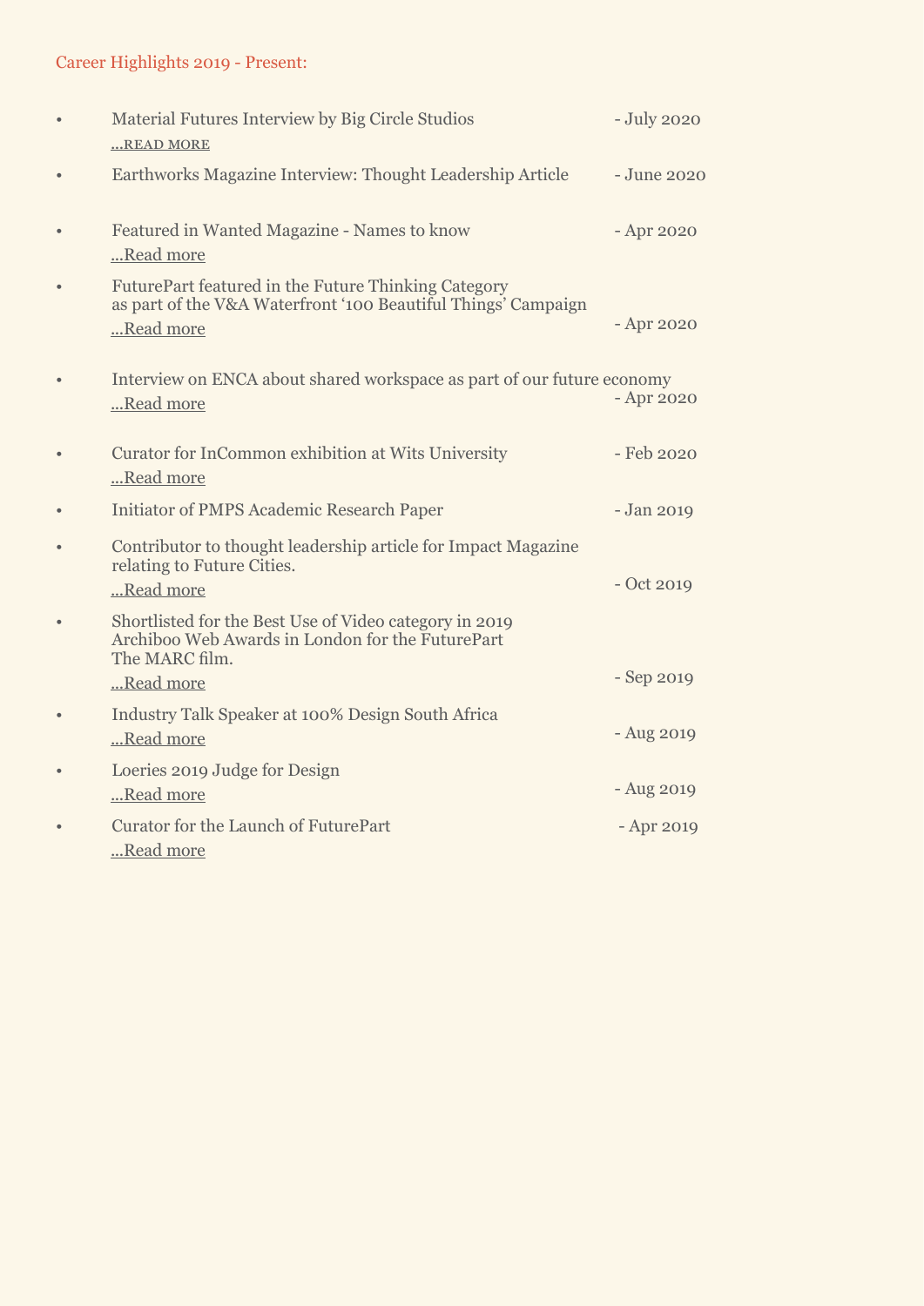Career Highlights 2019 - Present:

- Material Futures Interview by Big Circle Studios - July 2020
  ...READ MORE
- Earthworks Magazine Interview: Thought Leadership Article - June 2020
- Featured in Wanted Magazine - Names to know - Apr 2020
  ...Read more
- FuturePart featured in the Future Thinking Category as part of the V&A Waterfront '100 Beautiful Things' Campaign - Apr 2020
  ...Read more
- Interview on ENCA about shared workspace as part of our future economy - Apr 2020
  ...Read more
- Curator for InCommon exhibition at Wits University - Feb 2020
  ...Read more
- Initiator of PMPS Academic Research Paper - Jan 2019
- Contributor to thought leadership article for Impact Magazine relating to Future Cities. - Oct 2019
  ...Read more
- Shortlisted for the Best Use of Video category in 2019 Archiboo Web Awards in London for the FuturePart The MARC film. - Sep 2019
  ...Read more
- Industry Talk Speaker at 100% Design South Africa - Aug 2019
  ...Read more
- Loeries 2019 Judge for Design - Aug 2019
  ...Read more
- Curator for the Launch of FuturePart - Apr 2019
  ...Read more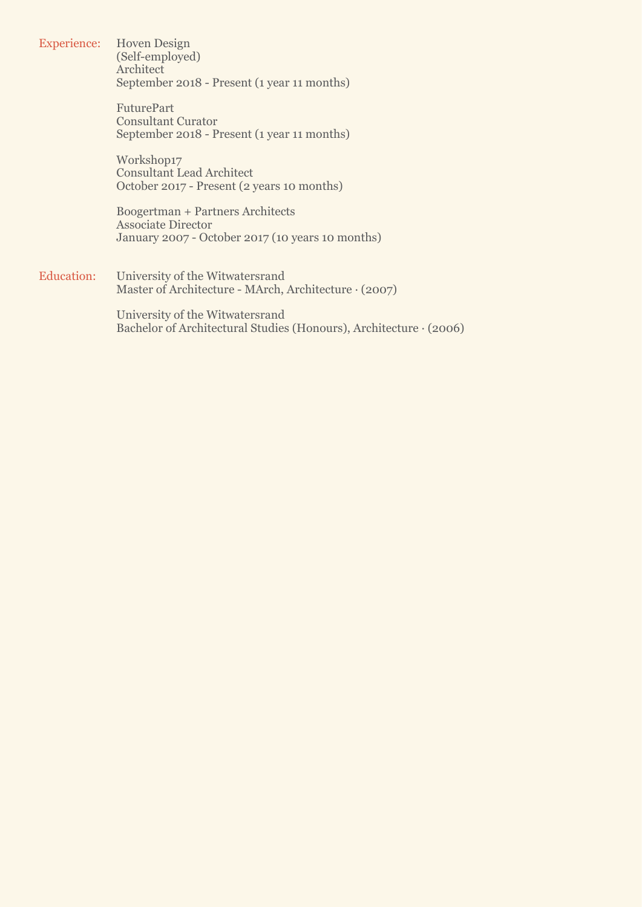**Experience:**

Hoven Design
(Self-employed)
Architect
September 2018 - Present (1 year 11 months)

FuturePart
Consultant Curator
September 2018 - Present (1 year 11 months)

Workshop17
Consultant Lead Architect
October 2017 - Present (2 years 10 months)

Boogertman + Partners Architects
Associate Director
January 2007 - October 2017 (10 years 10 months)

**Education:**

University of the Witwatersrand
Master of Architecture - MArch, Architecture · (2007)

University of the Witwatersrand
Bachelor of Architectural Studies (Honours), Architecture · (2006)